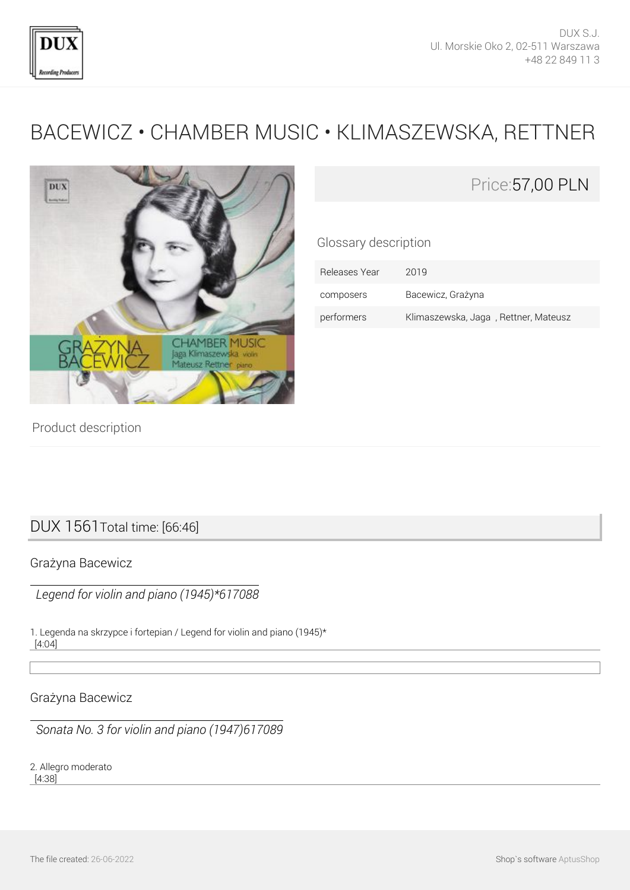DUX S.J.
Ul. Morskie Oko 2, 02-511 Warszawa
+48 22 849 11 3

# BACEWICZ • CHAMBER MUSIC • KLIMASZEWSKA, RETTNER

Price:57,00 PLN

Glossary description

| Releases Year | 2019 |
|---|---|
| composers | Bacewicz, Grażyna |
| performers | Klimaszewska, Jaga , Rettner, Mateusz |

Product description

## DUX 1561 Total time: [66:46]

### Grażyna Bacewicz

*Legend for violin and piano (1945)*617088*

1. Legenda na skrzypce i fortepian / Legend for violin and piano (1945)*
[4:04]

### Grażyna Bacewicz

*Sonata No. 3 for violin and piano (1947)617089*

2. Allegro moderato
[4:38]

The file created: 26-06-2022

Shop`s software AptusShop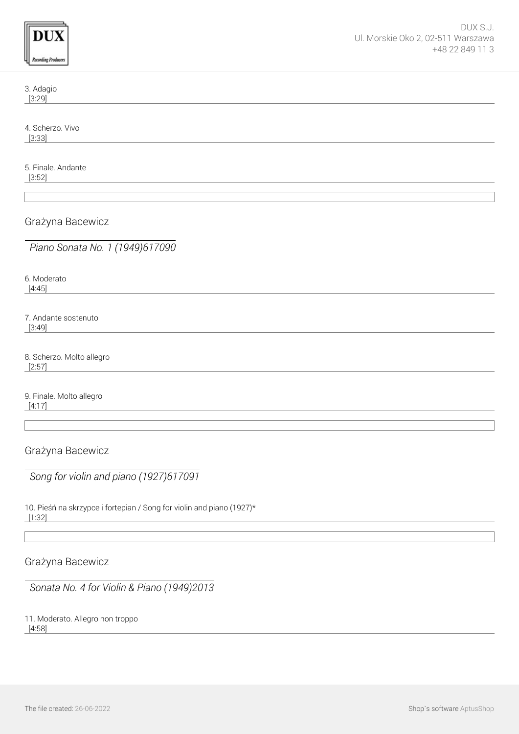3. Adagio
[3:29]

4. Scherzo. Vivo
[3:33]

5. Finale. Andante
[3:52]

## Grażyna Bacewicz

*Piano Sonata No. 1 (1949)617090*

6. Moderato
[4:45]

7. Andante sostenuto
[3:49]

8. Scherzo. Molto allegro
[2:57]

9. Finale. Molto allegro
[4:17]

## Grażyna Bacewicz

*Song for violin and piano (1927)617091*

10. Pieśń na skrzypce i fortepian / Song for violin and piano (1927)*
[1:32]

## Grażyna Bacewicz

*Sonata No. 4 for Violin & Piano (1949)2013*

11. Moderato. Allegro non troppo
[4:58]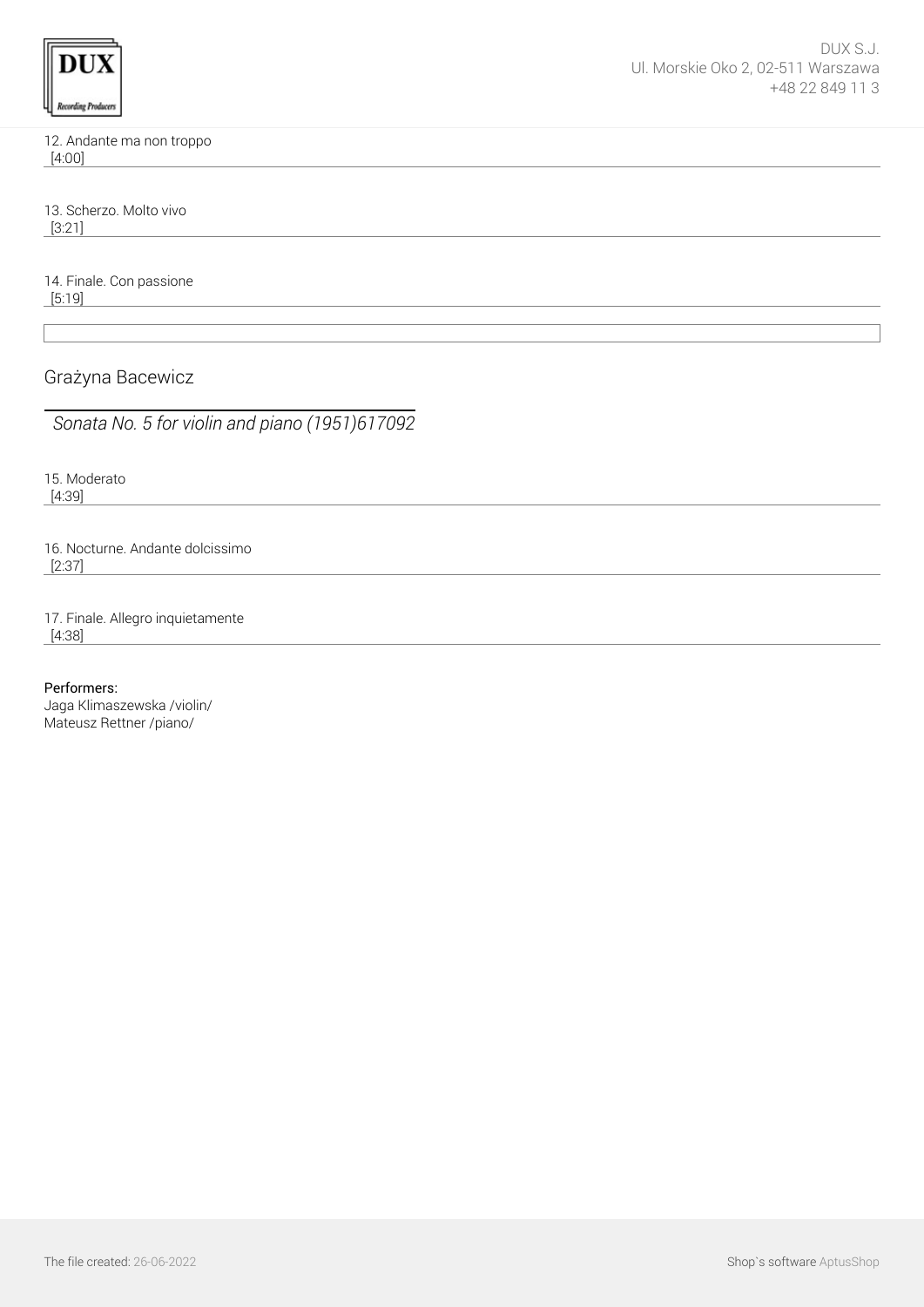12. Andante ma non troppo
[4:00]

13. Scherzo. Molto vivo
[3:21]

14. Finale. Con passione
[5:19]

## Grażyna Bacewicz

*Sonata No. 5 for violin and piano (1951)617092*

15. Moderato
[4:39]

16. Nocturne. Andante dolcissimo
[2:37]

17. Finale. Allegro inquietamente
[4:38]

Performers:
Jaga Klimaszewska /violin/
Mateusz Rettner /piano/